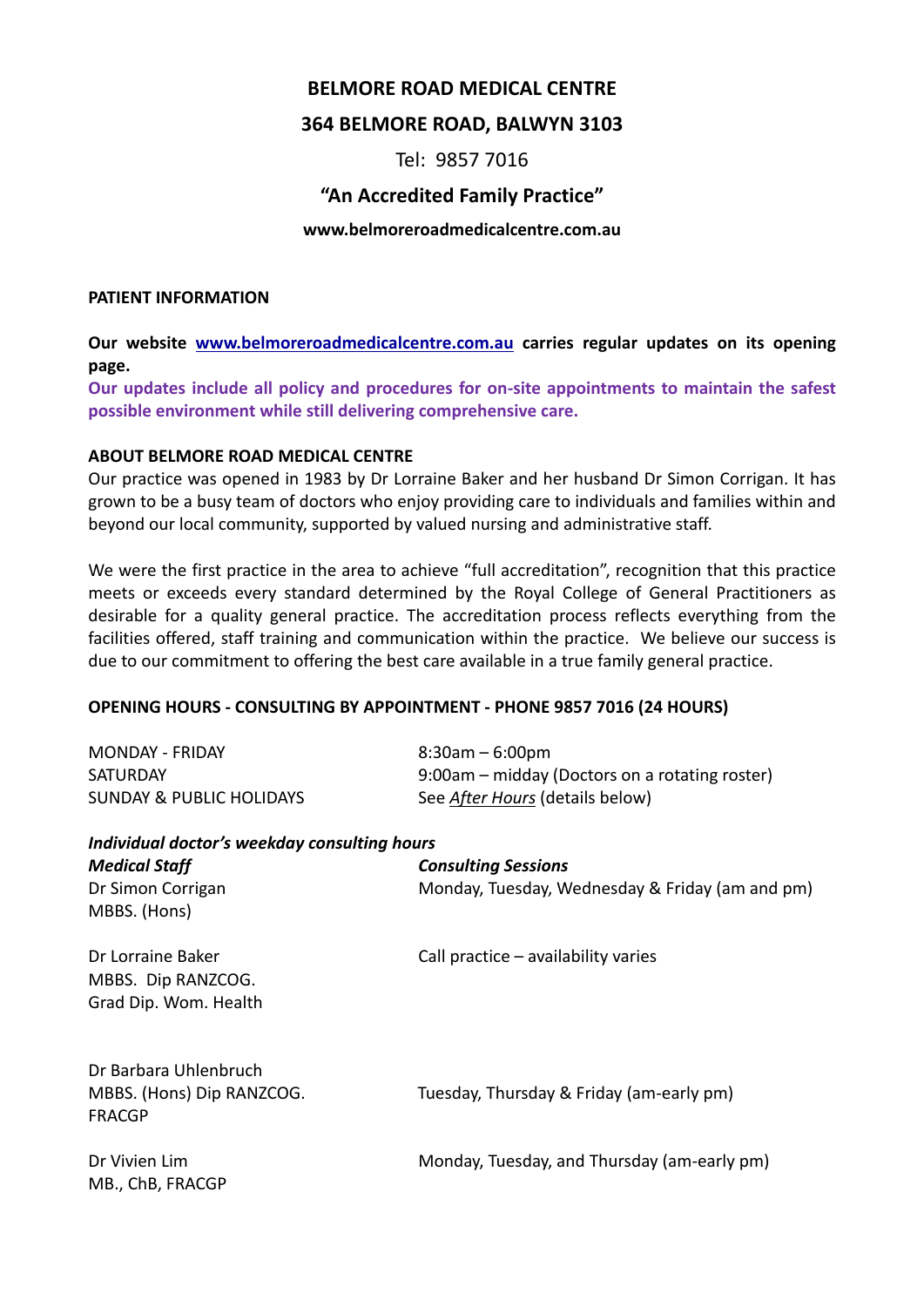# BELMORE ROAD MEDICAL CENTRE

## 364 BELMORE ROAD, BALWYN 3103

Tel: 9857 7016

### "An Accredited Family Practice"

**www.belmoreroadmedicalcentre.com.au**

**PATIENT INFORMATION**

**Our website www.belmoreroadmedicalcentre.com.au carries regular updates on its opening page.**

**Our updates include all policy and procedures for on-site appointments to maintain the safest possible environment while still delivering comprehensive care.**

**ABOUT BELMORE ROAD MEDICAL CENTRE**

Our practice was opened in 1983 by Dr Lorraine Baker and her husband Dr Simon Corrigan. It has grown to be a busy team of doctors who enjoy providing care to individuals and families within and beyond our local community, supported by valued nursing and administrative staff.

We were the first practice in the area to achieve "full accreditation", recognition that this practice meets or exceeds every standard determined by the Royal College of General Practitioners as desirable for a quality general practice. The accreditation process reflects everything from the facilities offered, staff training and communication within the practice. We believe our success is due to our commitment to offering the best care available in a true family general practice.

**OPENING HOURS - CONSULTING BY APPOINTMENT - PHONE 9857 7016 (24 HOURS)**

| | |
|---|---|
| MONDAY - FRIDAY | 8:30am – 6:00pm |
| SATURDAY | 9:00am – midday (Doctors on a rotating roster) |
| SUNDAY & PUBLIC HOLIDAYS | See *After Hours* (details below) |

***Individual doctor's weekday consulting hours***

| ***Medical Staff*** | ***Consulting Sessions*** |
|---|---|
| Dr Simon Corrigan<br>MBBS. (Hons) | Monday, Tuesday, Wednesday & Friday (am and pm) |
| Dr Lorraine Baker<br>MBBS. Dip RANZCOG.<br>Grad Dip. Wom. Health | Call practice – availability varies |
| Dr Barbara Uhlenbruch<br>MBBS. (Hons) Dip RANZCOG.<br>FRACGP | Tuesday, Thursday & Friday (am-early pm) |
| Dr Vivien Lim<br>MB., ChB, FRACGP | Monday, Tuesday, and Thursday (am-early pm) |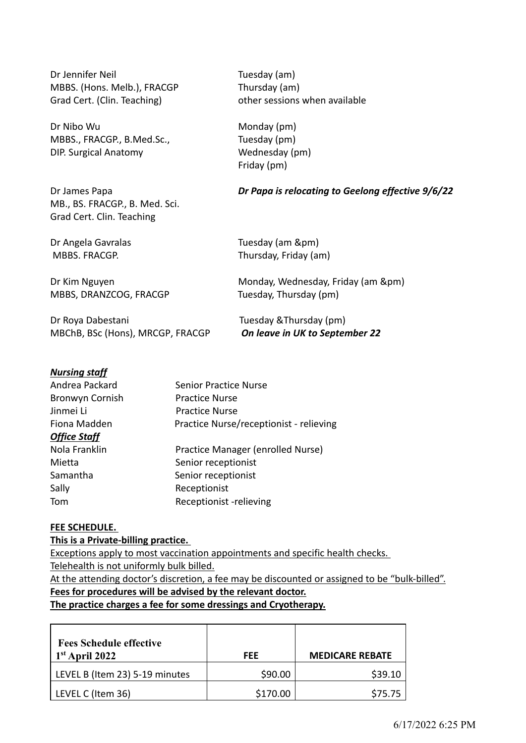Dr Jennifer Neil
MBBS. (Hons. Melb.), FRACGP
Grad Cert. (Clin. Teaching)

Tuesday (am)
Thursday (am)
other sessions when available

Dr Nibo Wu
MBBS., FRACGP., B.Med.Sc.,
DIP. Surgical Anatomy

Monday (pm)
Tuesday (pm)
Wednesday (pm)
Friday (pm)

Dr James Papa
MB., BS. FRACGP., B. Med. Sci.
Grad Cert. Clin. Teaching

***Dr Papa is relocating to Geelong effective 9/6/22***

Dr Angela Gavralas
MBBS. FRACGP.

Tuesday (am &pm)
Thursday, Friday (am)

Dr Kim Nguyen
MBBS, DRANZCOG, FRACGP

Monday, Wednesday, Friday (am &pm)
Tuesday, Thursday (pm)

Dr Roya Dabestani
MBChB, BSc (Hons), MRCGP, FRACGP

Tuesday &Thursday (pm)
***On leave in UK to September 22***

***<u>Nursing staff</u>***

Andrea Packard — Senior Practice Nurse
Bronwyn Cornish — Practice Nurse
Jinmei Li — Practice Nurse
Fiona Madden — Practice Nurse/receptionist - relieving

***<u>Office Staff</u>***

Nola Franklin — Practice Manager (enrolled Nurse)
Mietta — Senior receptionist
Samantha — Senior receptionist
Sally — Receptionist
Tom — Receptionist -relieving

**<u>FEE SCHEDULE.</u>**

**<u>This is a Private-billing practice.</u>**

<u>Exceptions apply to most vaccination appointments and specific health checks.</u>

<u>Telehealth is not uniformly bulk billed.</u>

<u>At the attending doctor's discretion, a fee may be discounted or assigned to be "bulk-billed".</u>

**<u>Fees for procedures will be advised by the relevant doctor.</u>**

**<u>The practice charges a fee for some dressings and Cryotherapy.</u>**

| Fees Schedule effective 1st April 2022 | FEE | MEDICARE REBATE |
|---|---|---|
| LEVEL B (Item 23) 5-19 minutes | $90.00 | $39.10 |
| LEVEL C (Item 36) | $170.00 | $75.75 |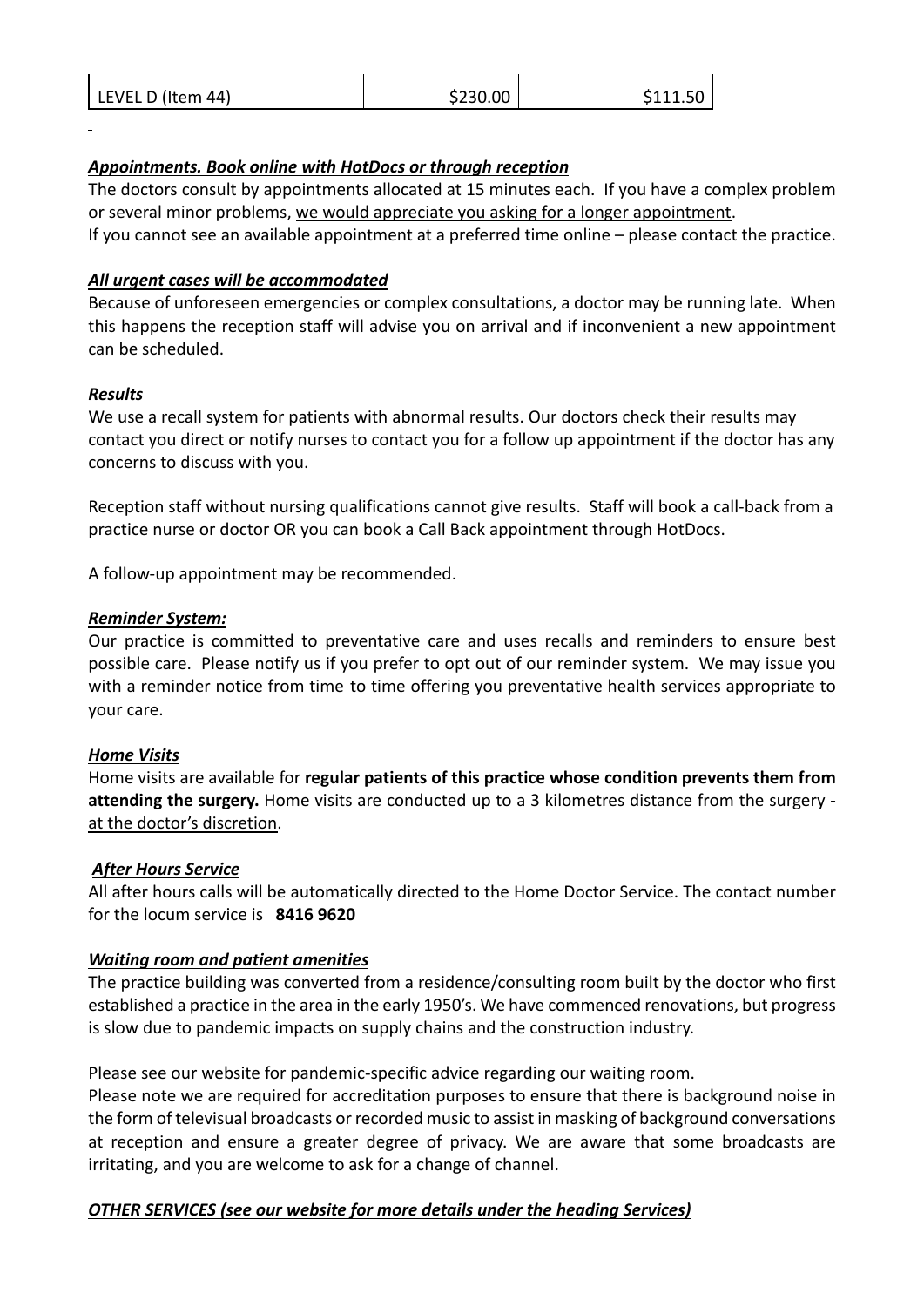| LEVEL D (Item 44) | $230.00 | $111.50 |
|---|---|---|

***Appointments. Book online with HotDocs or through reception***

The doctors consult by appointments allocated at 15 minutes each. If you have a complex problem or several minor problems, we would appreciate you asking for a longer appointment.
If you cannot see an available appointment at a preferred time online – please contact the practice.

***All urgent cases will be accommodated***

Because of unforeseen emergencies or complex consultations, a doctor may be running late. When this happens the reception staff will advise you on arrival and if inconvenient a new appointment can be scheduled.

***Results***

We use a recall system for patients with abnormal results. Our doctors check their results may contact you direct or notify nurses to contact you for a follow up appointment if the doctor has any concerns to discuss with you.

Reception staff without nursing qualifications cannot give results. Staff will book a call-back from a practice nurse or doctor OR you can book a Call Back appointment through HotDocs.

A follow-up appointment may be recommended.

***Reminder System:***

Our practice is committed to preventative care and uses recalls and reminders to ensure best possible care. Please notify us if you prefer to opt out of our reminder system. We may issue you with a reminder notice from time to time offering you preventative health services appropriate to your care.

***Home Visits***

Home visits are available for **regular patients of this practice whose condition prevents them from attending the surgery.** Home visits are conducted up to a 3 kilometres distance from the surgery - at the doctor's discretion.

***After Hours Service***

All after hours calls will be automatically directed to the Home Doctor Service. The contact number for the locum service is **8416 9620**

***Waiting room and patient amenities***

The practice building was converted from a residence/consulting room built by the doctor who first established a practice in the area in the early 1950's. We have commenced renovations, but progress is slow due to pandemic impacts on supply chains and the construction industry.

Please see our website for pandemic-specific advice regarding our waiting room.
Please note we are required for accreditation purposes to ensure that there is background noise in the form of televisual broadcasts or recorded music to assist in masking of background conversations at reception and ensure a greater degree of privacy. We are aware that some broadcasts are irritating, and you are welcome to ask for a change of channel.

***OTHER SERVICES (see our website for more details under the heading Services)***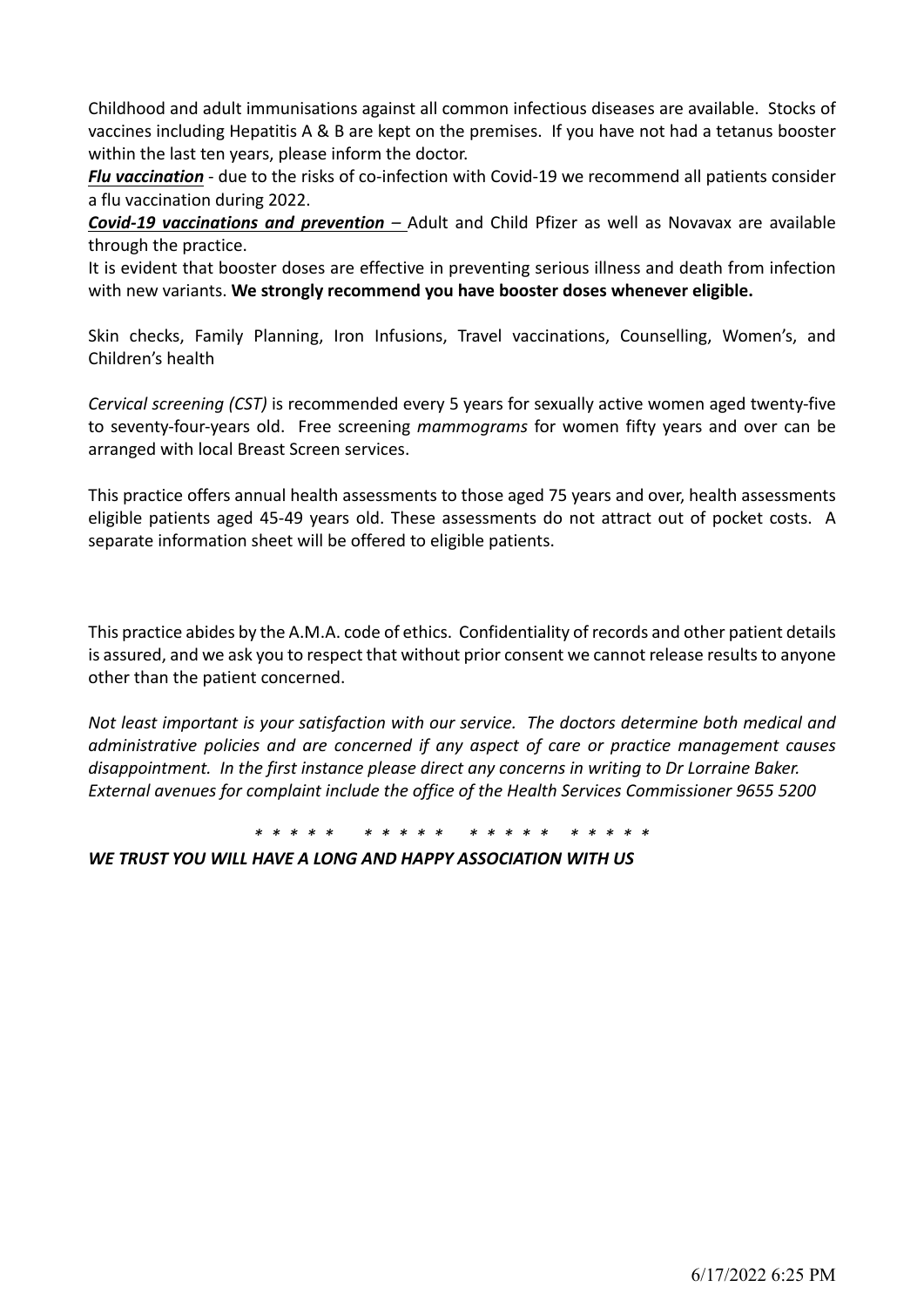Childhood and adult immunisations against all common infectious diseases are available. Stocks of vaccines including Hepatitis A & B are kept on the premises. If you have not had a tetanus booster within the last ten years, please inform the doctor.

***Flu vaccination*** - due to the risks of co-infection with Covid-19 we recommend all patients consider a flu vaccination during 2022.

***Covid-19 vaccinations and prevention*** – Adult and Child Pfizer as well as Novavax are available through the practice.

It is evident that booster doses are effective in preventing serious illness and death from infection with new variants. **We strongly recommend you have booster doses whenever eligible.**

Skin checks, Family Planning, Iron Infusions, Travel vaccinations, Counselling, Women's, and Children's health

*Cervical screening (CST)* is recommended every 5 years for sexually active women aged twenty-five to seventy-four-years old. Free screening *mammograms* for women fifty years and over can be arranged with local Breast Screen services.

This practice offers annual health assessments to those aged 75 years and over, health assessments eligible patients aged 45-49 years old. These assessments do not attract out of pocket costs. A separate information sheet will be offered to eligible patients.

This practice abides by the A.M.A. code of ethics. Confidentiality of records and other patient details is assured, and we ask you to respect that without prior consent we cannot release results to anyone other than the patient concerned.

*Not least important is your satisfaction with our service. The doctors determine both medical and administrative policies and are concerned if any aspect of care or practice management causes disappointment. In the first instance please direct any concerns in writing to Dr Lorraine Baker. External avenues for complaint include the office of the Health Services Commissioner 9655 5200*

*\* \* \* \* \*    \* \* \* \* \*    \* \* \* \* \*    \* \* \* \* \**

***WE TRUST YOU WILL HAVE A LONG AND HAPPY ASSOCIATION WITH US***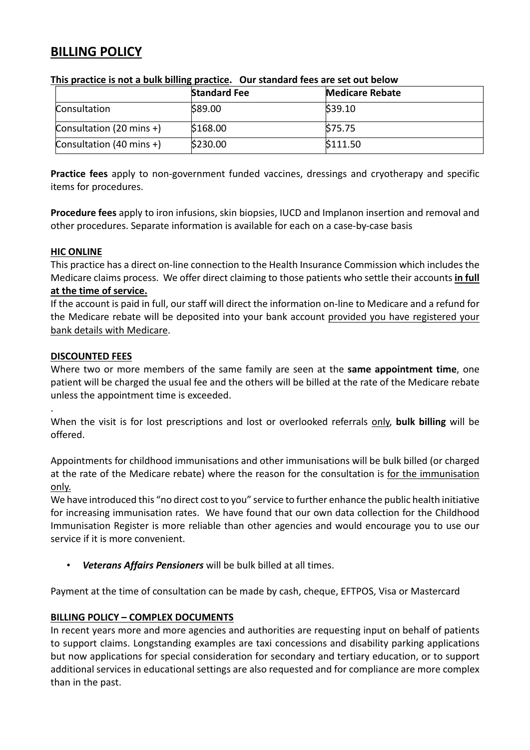# BILLING POLICY

**This practice is not a bulk billing practice. Our standard fees are set out below**

| | Standard Fee | Medicare Rebate |
|---|---|---|
| Consultation | $89.00 | $39.10 |
| Consultation (20 mins +) | $168.00 | $75.75 |
| Consultation (40 mins +) | $230.00 | $111.50 |

**Practice fees** apply to non-government funded vaccines, dressings and cryotherapy and specific items for procedures.

**Procedure fees** apply to iron infusions, skin biopsies, IUCD and Implanon insertion and removal and other procedures. Separate information is available for each on a case-by-case basis

## HIC ONLINE

This practice has a direct on-line connection to the Health Insurance Commission which includes the Medicare claims process. We offer direct claiming to those patients who settle their accounts **in full at the time of service.**

If the account is paid in full, our staff will direct the information on-line to Medicare and a refund for the Medicare rebate will be deposited into your bank account provided you have registered your bank details with Medicare.

## DISCOUNTED FEES

Where two or more members of the same family are seen at the **same appointment time**, one patient will be charged the usual fee and the others will be billed at the rate of the Medicare rebate unless the appointment time is exceeded.

.

When the visit is for lost prescriptions and lost or overlooked referrals only, **bulk billing** will be offered.

Appointments for childhood immunisations and other immunisations will be bulk billed (or charged at the rate of the Medicare rebate) where the reason for the consultation is for the immunisation only.

We have introduced this "no direct cost to you" service to further enhance the public health initiative for increasing immunisation rates. We have found that our own data collection for the Childhood Immunisation Register is more reliable than other agencies and would encourage you to use our service if it is more convenient.

- ***Veterans Affairs Pensioners*** will be bulk billed at all times.

Payment at the time of consultation can be made by cash, cheque, EFTPOS, Visa or Mastercard

## BILLING POLICY – COMPLEX DOCUMENTS

In recent years more and more agencies and authorities are requesting input on behalf of patients to support claims. Longstanding examples are taxi concessions and disability parking applications but now applications for special consideration for secondary and tertiary education, or to support additional services in educational settings are also requested and for compliance are more complex than in the past.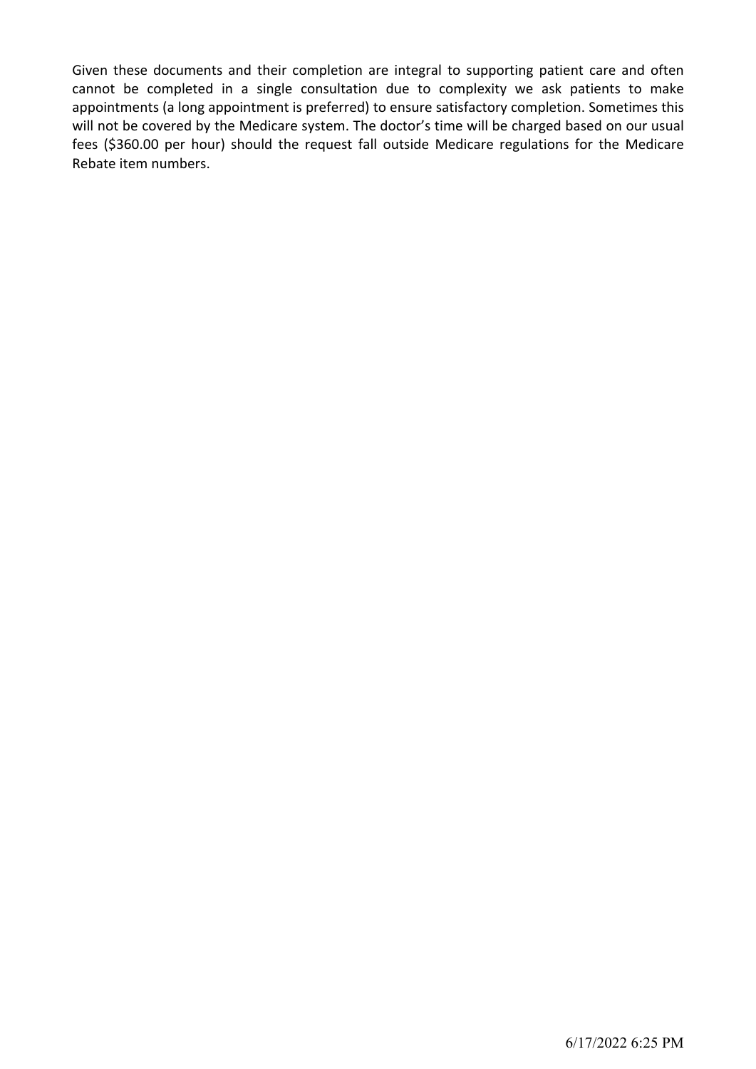Given these documents and their completion are integral to supporting patient care and often cannot be completed in a single consultation due to complexity we ask patients to make appointments (a long appointment is preferred) to ensure satisfactory completion. Sometimes this will not be covered by the Medicare system. The doctor's time will be charged based on our usual fees ($360.00 per hour) should the request fall outside Medicare regulations for the Medicare Rebate item numbers.